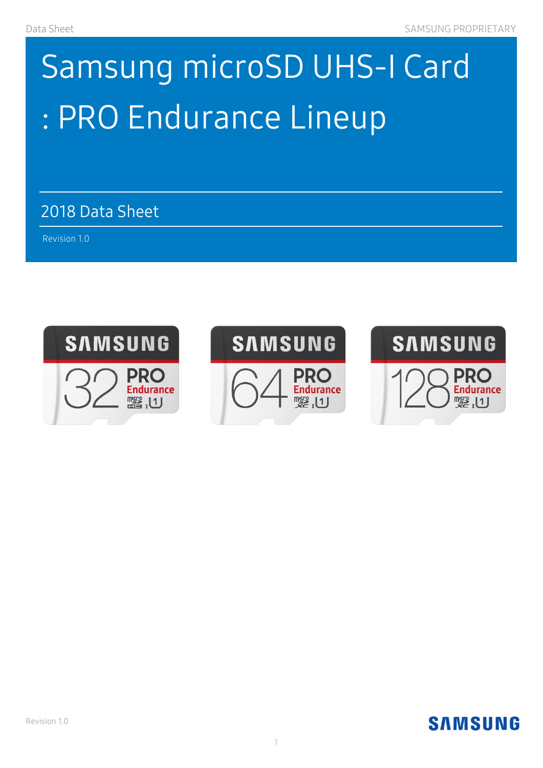# Samsung microSD UHS-I Card : PRO Endurance Lineup

## 2018 Data Sheet

Revision 1.0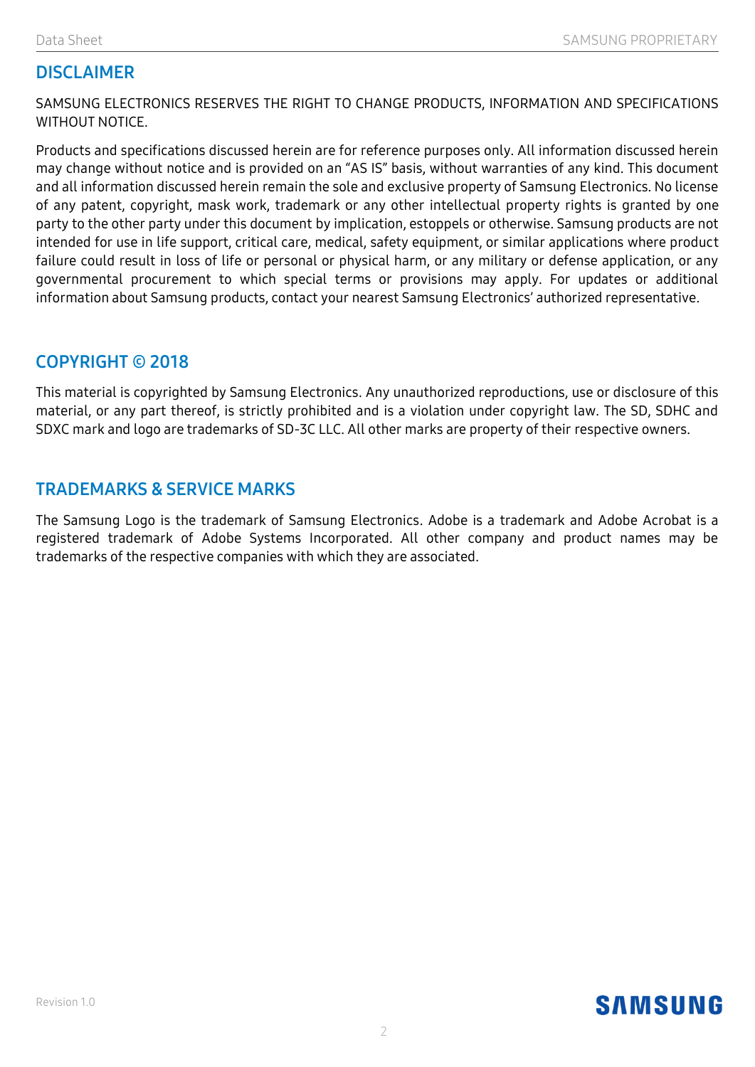## DISCLAIMER

SAMSUNG ELECTRONICS RESERVES THE RIGHT TO CHANGE PRODUCTS, INFORMATION AND SPECIFICATIONS WITHOUT NOTICE.

Products and specifications discussed herein are for reference purposes only. All information discussed herein may change without notice and is provided on an "AS IS" basis, without warranties of any kind. This document and all information discussed herein remain the sole and exclusive property of Samsung Electronics. No license of any patent, copyright, mask work, trademark or any other intellectual property rights is granted by one party to the other party under this document by implication, estoppels or otherwise. Samsung products are not intended for use in life support, critical care, medical, safety equipment, or similar applications where product failure could result in loss of life or personal or physical harm, or any military or defense application, or any governmental procurement to which special terms or provisions may apply. For updates or additional information about Samsung products, contact your nearest Samsung Electronics' authorized representative.

## COPYRIGHT © 2018

This material is copyrighted by Samsung Electronics. Any unauthorized reproductions, use or disclosure of this material, or any part thereof, is strictly prohibited and is a violation under copyright law. The SD, SDHC and SDXC mark and logo are trademarks of SD-3C LLC. All other marks are property of their respective owners.

## TRADEMARKS & SERVICE MARKS

The Samsung Logo is the trademark of Samsung Electronics. Adobe is a trademark and Adobe Acrobat is a registered trademark of Adobe Systems Incorporated. All other company and product names may be trademarks of the respective companies with which they are associated.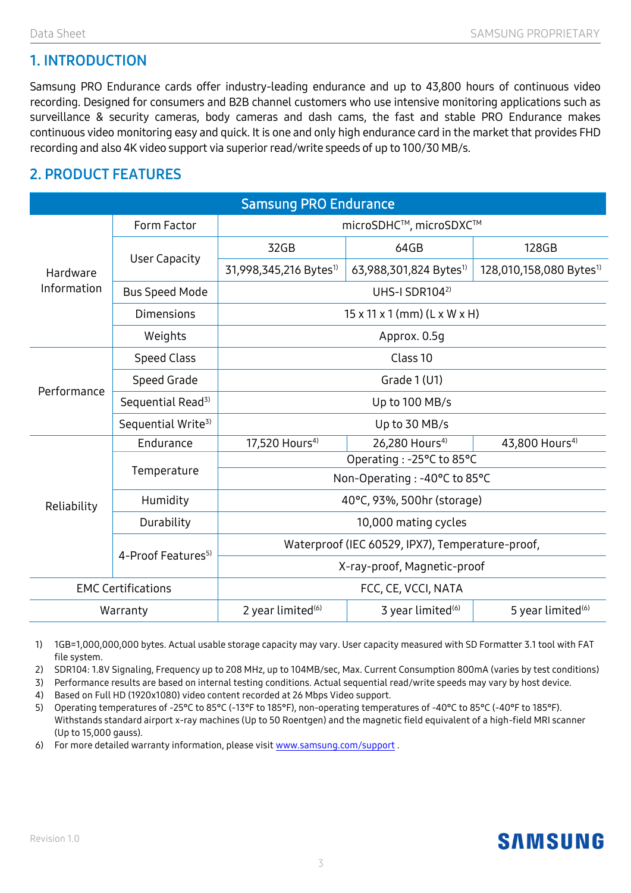## 1. INTRODUCTION

Samsung PRO Endurance cards offer industry-leading endurance and up to 43,800 hours of continuous video recording. Designed for consumers and B2B channel customers who use intensive monitoring applications such as surveillance & security cameras, body cameras and dash cams, the fast and stable PRO Endurance makes continuous video monitoring easy and quick. It is one and only high endurance card in the market that provides FHD recording and also 4K video support via superior read/write speeds of up to 100/30 MB/s.

## 2. PRODUCT FEATURES

| Samsung PRO Endurance | | | | |
|---|---|---|---|---|
| Hardware Information | Form Factor | microSDHC™, microSDXC™ | | |
| | User Capacity | 32GB | 64GB | 128GB |
| | | 31,998,345,216 Bytes[1)] | 63,988,301,824 Bytes[1)] | 128,010,158,080 Bytes[1)] |
| | Bus Speed Mode | UHS-I SDR104[2)] | | |
| | Dimensions | 15 x 11 x 1 (mm) (L x W x H) | | |
| | Weights | Approx. 0.5g | | |
| Performance | Speed Class | Class 10 | | |
| | Speed Grade | Grade 1 (U1) | | |
| | Sequential Read[3)] | Up to 100 MB/s | | |
| | Sequential Write[3)] | Up to 30 MB/s | | |
| Reliability | Endurance | 17,520 Hours[4)] | 26,280 Hours[4)] | 43,800 Hours[4)] |
| | Temperature | Operating : -25°C to 85°C | | |
| | | Non-Operating : -40°C to 85°C | | |
| | Humidity | 40°C, 93%, 500hr (storage) | | |
| | Durability | 10,000 mating cycles | | |
| | 4-Proof Features[5)] | Waterproof (IEC 60529, IPX7), Temperature-proof, | | |
| | | X-ray-proof, Magnetic-proof | | |
| EMC Certifications | | FCC, CE, VCCI, NATA | | |
| Warranty | | 2 year limited[(6)] | 3 year limited[(6)] | 5 year limited[(6)] |

1) 1GB=1,000,000,000 bytes. Actual usable storage capacity may vary. User capacity measured with SD Formatter 3.1 tool with FAT file system.
2) SDR104: 1.8V Signaling, Frequency up to 208 MHz, up to 104MB/sec, Max. Current Consumption 800mA (varies by test conditions)
3) Performance results are based on internal testing conditions. Actual sequential read/write speeds may vary by host device.
4) Based on Full HD (1920x1080) video content recorded at 26 Mbps Video support.
5) Operating temperatures of -25°C to 85°C (-13°F to 185°F), non-operating temperatures of -40°C to 85°C (-40°F to 185°F). Withstands standard airport x-ray machines (Up to 50 Roentgen) and the magnetic field equivalent of a high-field MRI scanner (Up to 15,000 gauss).
6) For more detailed warranty information, please visit www.samsung.com/support .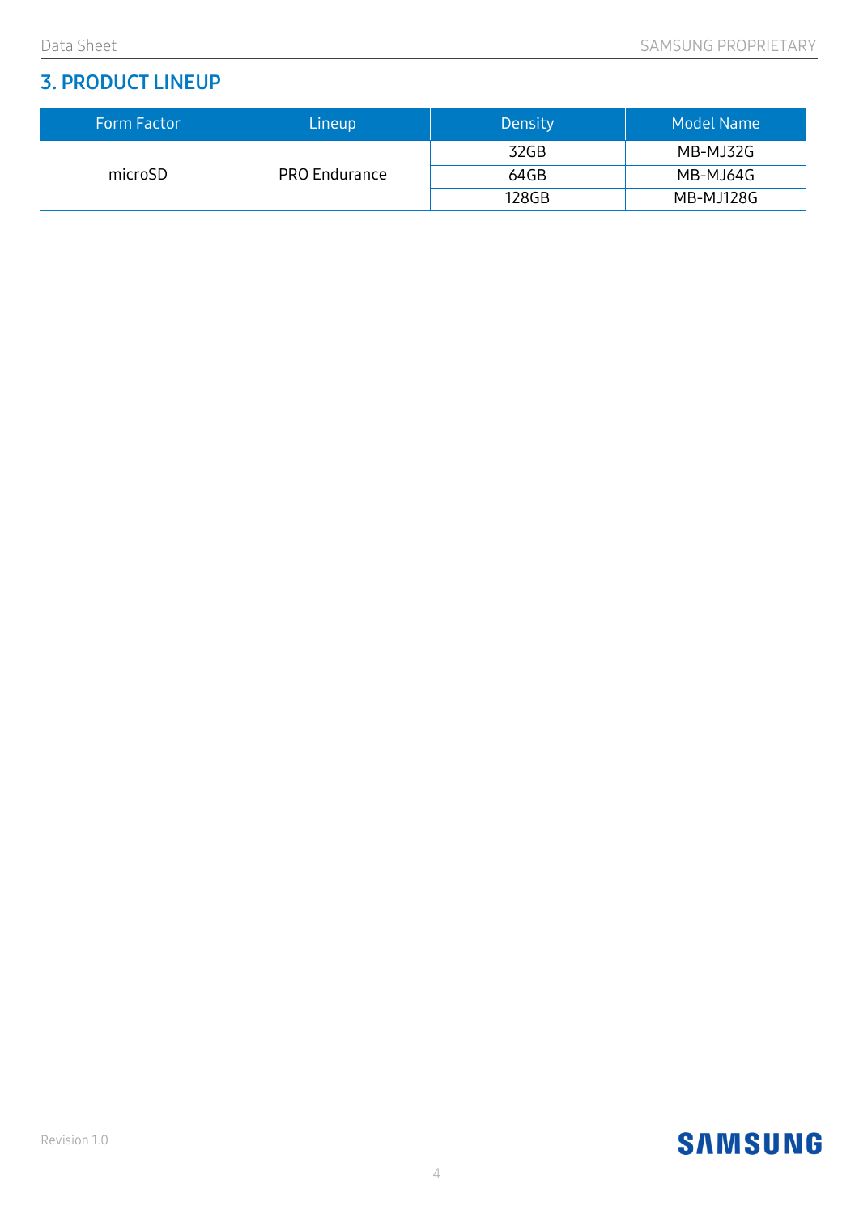## 3. PRODUCT LINEUP

| Form Factor | Lineup | Density | Model Name |
|---|---|---|---|
| microSD | PRO Endurance | 32GB | MB-MJ32G |
| | | 64GB | MB-MJ64G |
| | | 128GB | MB-MJ128G |

Revision 1.0